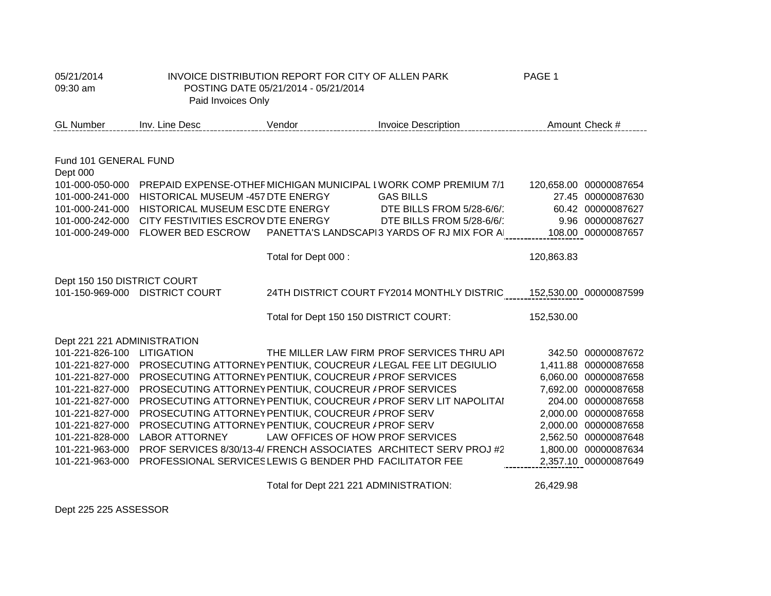05/21/2014 INVOICE DISTRIBUTION REPORT FOR CITY OF ALLEN PARK

09:30 am POSTING DATE 05/21/2014 - 05/21/2014

Paid Invoices Only

| GL Number | Inv. Line Desc | Vendor | Invoice Description | Amount | Check # |
|---|---|---|---|---|---|
| **Fund 101 GENERAL FUND** | | | | | |
| **Dept 000** | | | | | |
| 101-000-050-000 | PREPAID EXPENSE-OTHEF | MICHIGAN MUNICIPAL L | WORK COMP PREMIUM 7/1 | 120,658.00 | 00000087654 |
| 101-000-241-000 | HISTORICAL MUSEUM -457 | DTE ENERGY | GAS BILLS | 27.45 | 00000087630 |
| 101-000-241-000 | HISTORICAL MUSEUM ESC | DTE ENERGY | DTE BILLS FROM 5/28-6/6/: | 60.42 | 00000087627 |
| 101-000-242-000 | CITY FESTIVITIES ESCROV | DTE ENERGY | DTE BILLS FROM 5/28-6/6/: | 9.96 | 00000087627 |
| 101-000-249-000 | FLOWER BED ESCROW | PANETTA'S LANDSCAPI | 3 YARDS OF RJ MIX FOR AI | 108.00 | 00000087657 |
| | | Total for Dept 000 : | | 120,863.83 | |
| **Dept 150 150 DISTRICT COURT** | | | | | |
| 101-150-969-000 | DISTRICT COURT | 24TH DISTRICT COURT | FY2014 MONTHLY DISTRIC | 152,530.00 | 00000087599 |
| | | Total for Dept 150 150 DISTRICT COURT: | | 152,530.00 | |
| **Dept 221 221 ADMINISTRATION** | | | | | |
| 101-221-826-100 | LITIGATION | THE MILLER LAW FIRM | PROF SERVICES THRU API | 342.50 | 00000087672 |
| 101-221-827-000 | PROSECUTING ATTORNEY | PENTIUK, COUCREUR / | LEGAL FEE LIT DEGIULIO | 1,411.88 | 00000087658 |
| 101-221-827-000 | PROSECUTING ATTORNEY | PENTIUK, COUCREUR / | PROF SERVICES | 6,060.00 | 00000087658 |
| 101-221-827-000 | PROSECUTING ATTORNEY | PENTIUK, COUCREUR / | PROF SERVICES | 7,692.00 | 00000087658 |
| 101-221-827-000 | PROSECUTING ATTORNEY | PENTIUK, COUCREUR / | PROF SERV LIT NAPOLITAI | 204.00 | 00000087658 |
| 101-221-827-000 | PROSECUTING ATTORNEY | PENTIUK, COUCREUR / | PROF SERV | 2,000.00 | 00000087658 |
| 101-221-827-000 | PROSECUTING ATTORNEY | PENTIUK, COUCREUR / | PROF SERV | 2,000.00 | 00000087658 |
| 101-221-828-000 | LABOR ATTORNEY | LAW OFFICES OF HOW | PROF SERVICES | 2,562.50 | 00000087648 |
| 101-221-963-000 | PROF SERVICES 8/30/13-4/ | FRENCH ASSOCIATES | ARCHITECT SERV PROJ #2 | 1,800.00 | 00000087634 |
| 101-221-963-000 | PROFESSIONAL SERVICES | LEWIS G BENDER PHD | FACILITATOR FEE | 2,357.10 | 00000087649 |
| | | Total for Dept 221 221 ADMINISTRATION: | | 26,429.98 | |
| **Dept 225 225 ASSESSOR** | | | | | |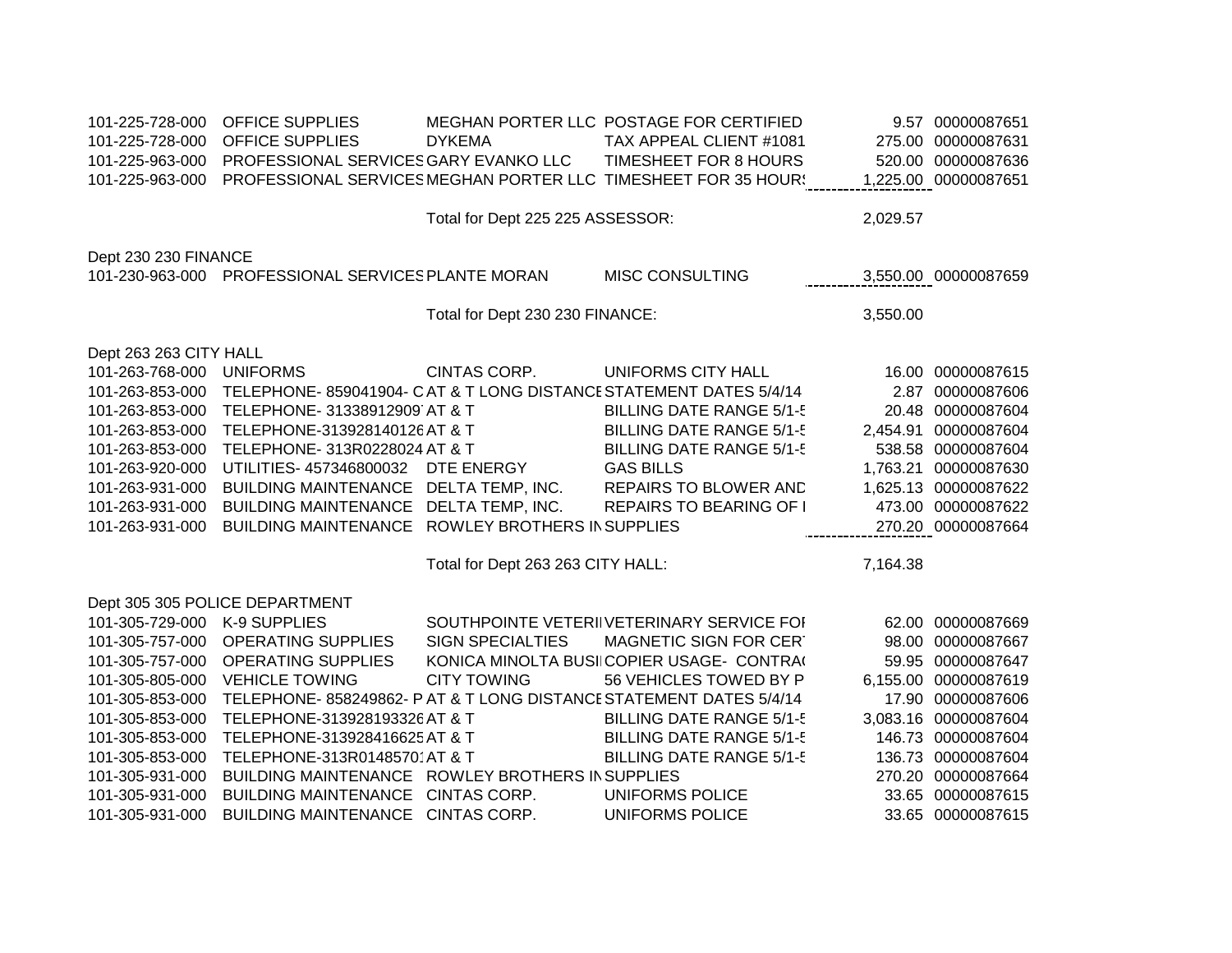| Account | Description | Vendor | Invoice Description | Amount | Check |
|---|---|---|---|---|---|
| 101-225-728-000 | OFFICE SUPPLIES | MEGHAN PORTER LLC | POSTAGE FOR CERTIFIED | 9.57 | 00000087651 |
| 101-225-728-000 | OFFICE SUPPLIES | DYKEMA | TAX APPEAL CLIENT #1081 | 275.00 | 00000087631 |
| 101-225-963-000 | PROFESSIONAL SERVICES | GARY EVANKO LLC | TIMESHEET FOR 8 HOURS | 520.00 | 00000087636 |
| 101-225-963-000 | PROFESSIONAL SERVICES | MEGHAN PORTER LLC | TIMESHEET FOR 35 HOURS | 1,225.00 | 00000087651 |
| | | Total for Dept 225 225 ASSESSOR: | | 2,029.57 | |
| Dept 230 230 FINANCE | | | | | |
| 101-230-963-000 | PROFESSIONAL SERVICES | PLANTE MORAN | MISC CONSULTING | 3,550.00 | 00000087659 |
| | | Total for Dept 230 230 FINANCE: | | 3,550.00 | |
| Dept 263 263 CITY HALL | | | | | |
| 101-263-768-000 | UNIFORMS | CINTAS CORP. | UNIFORMS CITY HALL | 16.00 | 00000087615 |
| 101-263-853-000 | TELEPHONE- 859041904- C | AT & T LONG DISTANCE | STATEMENT DATES 5/4/14 | 2.87 | 00000087606 |
| 101-263-853-000 | TELEPHONE- 31338912909 | AT & T | BILLING DATE RANGE 5/1-5 | 20.48 | 00000087604 |
| 101-263-853-000 | TELEPHONE-313928140126 | AT & T | BILLING DATE RANGE 5/1-5 | 2,454.91 | 00000087604 |
| 101-263-853-000 | TELEPHONE- 313R0228024 | AT & T | BILLING DATE RANGE 5/1-5 | 538.58 | 00000087604 |
| 101-263-920-000 | UTILITIES- 457346800032 | DTE ENERGY | GAS BILLS | 1,763.21 | 00000087630 |
| 101-263-931-000 | BUILDING MAINTENANCE | DELTA TEMP, INC. | REPAIRS TO BLOWER AND | 1,625.13 | 00000087622 |
| 101-263-931-000 | BUILDING MAINTENANCE | DELTA TEMP, INC. | REPAIRS TO BEARING OF I | 473.00 | 00000087622 |
| 101-263-931-000 | BUILDING MAINTENANCE | ROWLEY BROTHERS IN | SUPPLIES | 270.20 | 00000087664 |
| | | Total for Dept 263 263 CITY HALL: | | 7,164.38 | |
| Dept 305 305 POLICE DEPARTMENT | | | | | |
| 101-305-729-000 | K-9 SUPPLIES | SOUTHPOINTE VETERI | VETERINARY SERVICE FOI | 62.00 | 00000087669 |
| 101-305-757-000 | OPERATING SUPPLIES | SIGN SPECIALTIES | MAGNETIC SIGN FOR CER | 98.00 | 00000087667 |
| 101-305-757-000 | OPERATING SUPPLIES | KONICA MINOLTA BUSI | COPIER USAGE- CONTRA | 59.95 | 00000087647 |
| 101-305-805-000 | VEHICLE TOWING | CITY TOWING | 56 VEHICLES TOWED BY P | 6,155.00 | 00000087619 |
| 101-305-853-000 | TELEPHONE- 858249862- P | AT & T LONG DISTANCE | STATEMENT DATES 5/4/14 | 17.90 | 00000087606 |
| 101-305-853-000 | TELEPHONE-313928193326 | AT & T | BILLING DATE RANGE 5/1-5 | 3,083.16 | 00000087604 |
| 101-305-853-000 | TELEPHONE-313928416625 | AT & T | BILLING DATE RANGE 5/1-5 | 146.73 | 00000087604 |
| 101-305-853-000 | TELEPHONE-313R01485701 | AT & T | BILLING DATE RANGE 5/1-5 | 136.73 | 00000087604 |
| 101-305-931-000 | BUILDING MAINTENANCE | ROWLEY BROTHERS IN | SUPPLIES | 270.20 | 00000087664 |
| 101-305-931-000 | BUILDING MAINTENANCE | CINTAS CORP. | UNIFORMS POLICE | 33.65 | 00000087615 |
| 101-305-931-000 | BUILDING MAINTENANCE | CINTAS CORP. | UNIFORMS POLICE | 33.65 | 00000087615 |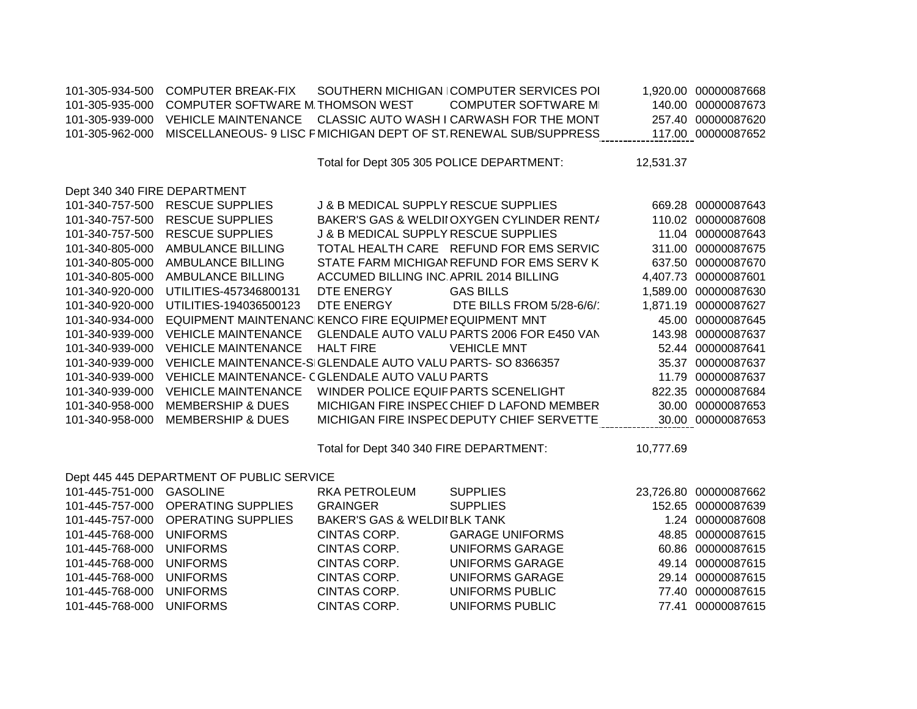| | | | | | |
|---|---|---|---|---|---|
| 101-305-934-500 | COMPUTER BREAK-FIX | SOUTHERN MICHIGAN | COMPUTER SERVICES POI | 1,920.00 | 00000087668 |
| 101-305-935-000 | COMPUTER SOFTWARE M. | THOMSON WEST | COMPUTER SOFTWARE MI | 140.00 | 00000087673 |
| 101-305-939-000 | VEHICLE MAINTENANCE | CLASSIC AUTO WASH I | CARWASH FOR THE MONT | 257.40 | 00000087620 |
| 101-305-962-000 | MISCELLANEOUS- 9 LISC F | MICHIGAN DEPT OF ST. | RENEWAL SUB/SUPPRESS | 117.00 | 00000087652 |
| | | Total for Dept 305 305 POLICE DEPARTMENT: | | 12,531.37 | |

Dept 340 340 FIRE DEPARTMENT

| | | | | | |
|---|---|---|---|---|---|
| 101-340-757-500 | RESCUE SUPPLIES | J & B MEDICAL SUPPLY | RESCUE SUPPLIES | 669.28 | 00000087643 |
| 101-340-757-500 | RESCUE SUPPLIES | BAKER'S GAS & WELDI | OXYGEN CYLINDER RENT/ | 110.02 | 00000087608 |
| 101-340-757-500 | RESCUE SUPPLIES | J & B MEDICAL SUPPLY | RESCUE SUPPLIES | 11.04 | 00000087643 |
| 101-340-805-000 | AMBULANCE BILLING | TOTAL HEALTH CARE | REFUND FOR EMS SERVIC | 311.00 | 00000087675 |
| 101-340-805-000 | AMBULANCE BILLING | STATE FARM MICHIGAN | REFUND FOR EMS SERV K | 637.50 | 00000087670 |
| 101-340-805-000 | AMBULANCE BILLING | ACCUMED BILLING INC. | APRIL 2014 BILLING | 4,407.73 | 00000087601 |
| 101-340-920-000 | UTILITIES-457346800131 | DTE ENERGY | GAS BILLS | 1,589.00 | 00000087630 |
| 101-340-920-000 | UTILITIES-194036500123 | DTE ENERGY | DTE BILLS FROM 5/28-6/6/ | 1,871.19 | 00000087627 |
| 101-340-934-000 | EQUIPMENT MAINTENANC | KENCO FIRE EQUIPMEN | EQUIPMENT MNT | 45.00 | 00000087645 |
| 101-340-939-000 | VEHICLE MAINTENANCE | GLENDALE AUTO VALU | PARTS 2006 FOR E450 VAN | 143.98 | 00000087637 |
| 101-340-939-000 | VEHICLE MAINTENANCE | HALT FIRE | VEHICLE MNT | 52.44 | 00000087641 |
| 101-340-939-000 | VEHICLE MAINTENANCE-S | GLENDALE AUTO VALU | PARTS- SO 8366357 | 35.37 | 00000087637 |
| 101-340-939-000 | VEHICLE MAINTENANCE- C | GLENDALE AUTO VALU | PARTS | 11.79 | 00000087637 |
| 101-340-939-000 | VEHICLE MAINTENANCE | WINDER POLICE EQUIP | PARTS SCENELIGHT | 822.35 | 00000087684 |
| 101-340-958-000 | MEMBERSHIP & DUES | MICHIGAN FIRE INSPEC | CHIEF D LAFOND MEMBER | 30.00 | 00000087653 |
| 101-340-958-000 | MEMBERSHIP & DUES | MICHIGAN FIRE INSPEC | DEPUTY CHIEF SERVETTE | 30.00 | 00000087653 |
| | | Total for Dept 340 340 FIRE DEPARTMENT: | | 10,777.69 | |

Dept 445 445 DEPARTMENT OF PUBLIC SERVICE

| | | | | | |
|---|---|---|---|---|---|
| 101-445-751-000 | GASOLINE | RKA PETROLEUM | SUPPLIES | 23,726.80 | 00000087662 |
| 101-445-757-000 | OPERATING SUPPLIES | GRAINGER | SUPPLIES | 152.65 | 00000087639 |
| 101-445-757-000 | OPERATING SUPPLIES | BAKER'S GAS & WELDI | BLK TANK | 1.24 | 00000087608 |
| 101-445-768-000 | UNIFORMS | CINTAS CORP. | GARAGE UNIFORMS | 48.85 | 00000087615 |
| 101-445-768-000 | UNIFORMS | CINTAS CORP. | UNIFORMS GARAGE | 60.86 | 00000087615 |
| 101-445-768-000 | UNIFORMS | CINTAS CORP. | UNIFORMS GARAGE | 49.14 | 00000087615 |
| 101-445-768-000 | UNIFORMS | CINTAS CORP. | UNIFORMS GARAGE | 29.14 | 00000087615 |
| 101-445-768-000 | UNIFORMS | CINTAS CORP. | UNIFORMS PUBLIC | 77.40 | 00000087615 |
| 101-445-768-000 | UNIFORMS | CINTAS CORP. | UNIFORMS PUBLIC | 77.41 | 00000087615 |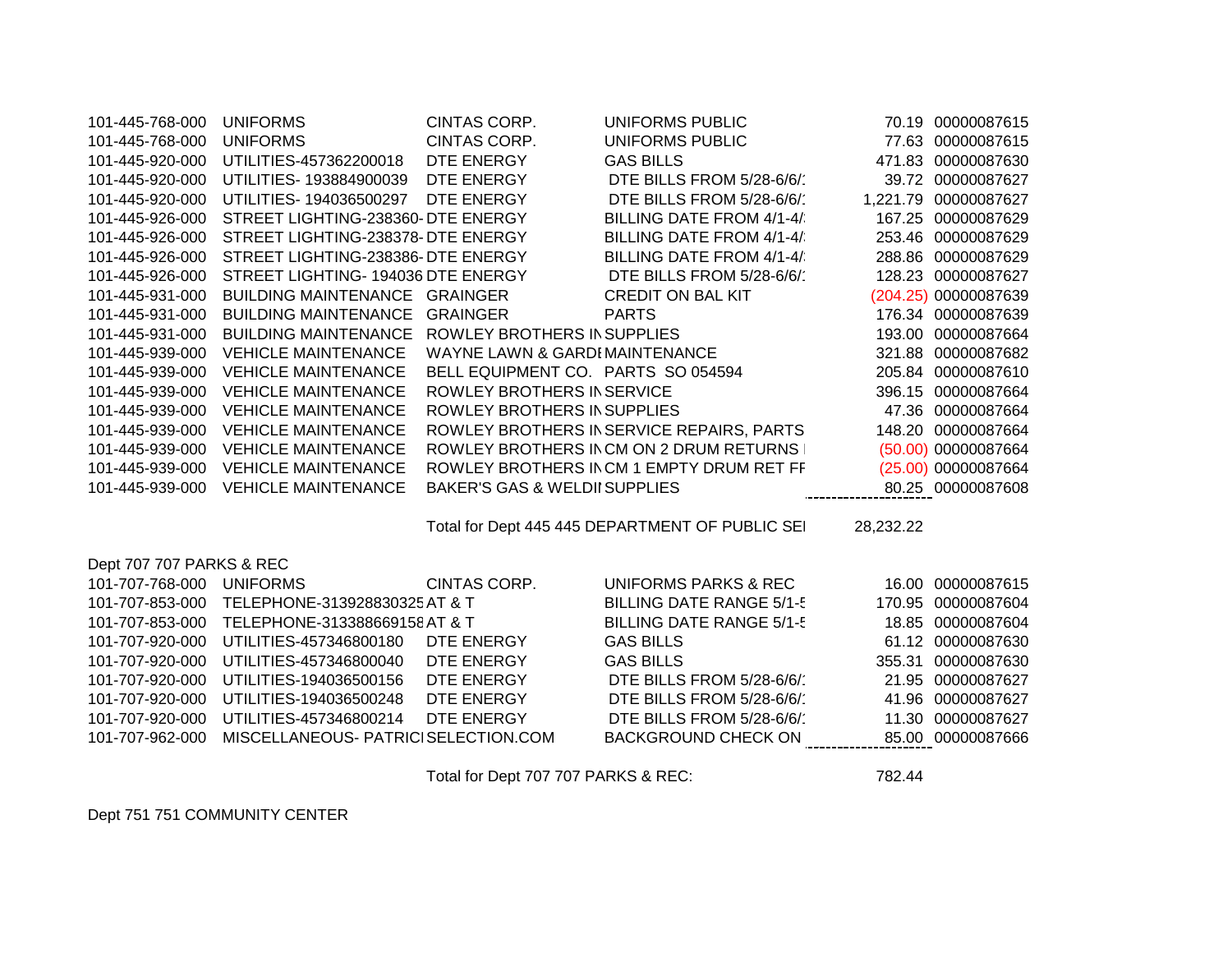| | | | | | |
|---|---|---|---|---|---|
| 101-445-768-000 | UNIFORMS | CINTAS CORP. | UNIFORMS PUBLIC | 70.19 | 00000087615 |
| 101-445-768-000 | UNIFORMS | CINTAS CORP. | UNIFORMS PUBLIC | 77.63 | 00000087615 |
| 101-445-920-000 | UTILITIES-457362200018 | DTE ENERGY | GAS BILLS | 471.83 | 00000087630 |
| 101-445-920-000 | UTILITIES- 193884900039 | DTE ENERGY | DTE BILLS FROM 5/28-6/6/ | 39.72 | 00000087627 |
| 101-445-920-000 | UTILITIES- 194036500297 | DTE ENERGY | DTE BILLS FROM 5/28-6/6/ | 1,221.79 | 00000087627 |
| 101-445-926-000 | STREET LIGHTING-238360- | DTE ENERGY | BILLING DATE FROM 4/1-4/ | 167.25 | 00000087629 |
| 101-445-926-000 | STREET LIGHTING-238378- | DTE ENERGY | BILLING DATE FROM 4/1-4/ | 253.46 | 00000087629 |
| 101-445-926-000 | STREET LIGHTING-238386- | DTE ENERGY | BILLING DATE FROM 4/1-4/ | 288.86 | 00000087629 |
| 101-445-926-000 | STREET LIGHTING- 194036 | DTE ENERGY | DTE BILLS FROM 5/28-6/6/ | 128.23 | 00000087627 |
| 101-445-931-000 | BUILDING MAINTENANCE | GRAINGER | CREDIT ON BAL KIT | (204.25) | 00000087639 |
| 101-445-931-000 | BUILDING MAINTENANCE | GRAINGER | PARTS | 176.34 | 00000087639 |
| 101-445-931-000 | BUILDING MAINTENANCE | ROWLEY BROTHERS IN | SUPPLIES | 193.00 | 00000087664 |
| 101-445-939-000 | VEHICLE MAINTENANCE | WAYNE LAWN & GARDE | MAINTENANCE | 321.88 | 00000087682 |
| 101-445-939-000 | VEHICLE MAINTENANCE | BELL EQUIPMENT CO. | PARTS SO 054594 | 205.84 | 00000087610 |
| 101-445-939-000 | VEHICLE MAINTENANCE | ROWLEY BROTHERS IN | SERVICE | 396.15 | 00000087664 |
| 101-445-939-000 | VEHICLE MAINTENANCE | ROWLEY BROTHERS IN | SUPPLIES | 47.36 | 00000087664 |
| 101-445-939-000 | VEHICLE MAINTENANCE | ROWLEY BROTHERS IN | SERVICE REPAIRS, PARTS | 148.20 | 00000087664 |
| 101-445-939-000 | VEHICLE MAINTENANCE | ROWLEY BROTHERS IN | CM ON 2 DRUM RETURNS | (50.00) | 00000087664 |
| 101-445-939-000 | VEHICLE MAINTENANCE | ROWLEY BROTHERS IN | CM 1 EMPTY DRUM RET FF | (25.00) | 00000087664 |
| 101-445-939-000 | VEHICLE MAINTENANCE | BAKER'S GAS & WELDI | SUPPLIES | 80.25 | 00000087608 |
| | | Total for Dept 445 445 DEPARTMENT OF PUBLIC SEI | | 28,232.22 | |

Dept 707 707 PARKS & REC

| | | | | | |
|---|---|---|---|---|---|
| 101-707-768-000 | UNIFORMS | CINTAS CORP. | UNIFORMS PARKS & REC | 16.00 | 00000087615 |
| 101-707-853-000 | TELEPHONE-313928830325 | AT & T | BILLING DATE RANGE 5/1-5 | 170.95 | 00000087604 |
| 101-707-853-000 | TELEPHONE-313388669158 | AT & T | BILLING DATE RANGE 5/1-5 | 18.85 | 00000087604 |
| 101-707-920-000 | UTILITIES-457346800180 | DTE ENERGY | GAS BILLS | 61.12 | 00000087630 |
| 101-707-920-000 | UTILITIES-457346800040 | DTE ENERGY | GAS BILLS | 355.31 | 00000087630 |
| 101-707-920-000 | UTILITIES-194036500156 | DTE ENERGY | DTE BILLS FROM 5/28-6/6/ | 21.95 | 00000087627 |
| 101-707-920-000 | UTILITIES-194036500248 | DTE ENERGY | DTE BILLS FROM 5/28-6/6/ | 41.96 | 00000087627 |
| 101-707-920-000 | UTILITIES-457346800214 | DTE ENERGY | DTE BILLS FROM 5/28-6/6/ | 11.30 | 00000087627 |
| 101-707-962-000 | MISCELLANEOUS- PATRICI | SELECTION.COM | BACKGROUND CHECK ON | 85.00 | 00000087666 |
| | | Total for Dept 707 707 PARKS & REC: | | 782.44 | |

Dept 751 751 COMMUNITY CENTER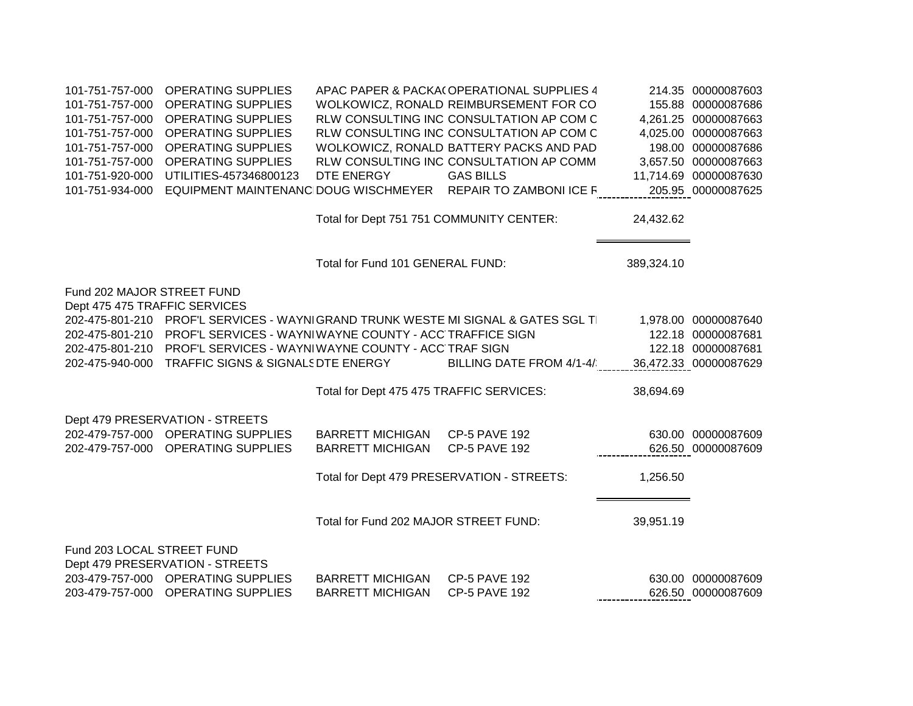| Account | Description | Vendor | Invoice Description | Amount | Check |
|---|---|---|---|---|---|
| 101-751-757-000 | OPERATING SUPPLIES | APAC PAPER & PACKA( | OPERATIONAL SUPPLIES 4 | 214.35 | 00000087603 |
| 101-751-757-000 | OPERATING SUPPLIES | WOLKOWICZ, RONALD | REIMBURSEMENT FOR CO | 155.88 | 00000087686 |
| 101-751-757-000 | OPERATING SUPPLIES | RLW CONSULTING INC | CONSULTATION AP COM C | 4,261.25 | 00000087663 |
| 101-751-757-000 | OPERATING SUPPLIES | RLW CONSULTING INC | CONSULTATION AP COM C | 4,025.00 | 00000087663 |
| 101-751-757-000 | OPERATING SUPPLIES | WOLKOWICZ, RONALD | BATTERY PACKS AND PAD | 198.00 | 00000087686 |
| 101-751-757-000 | OPERATING SUPPLIES | RLW CONSULTING INC | CONSULTATION AP COMM | 3,657.50 | 00000087663 |
| 101-751-920-000 | UTILITIES-457346800123 | DTE ENERGY | GAS BILLS | 11,714.69 | 00000087630 |
| 101-751-934-000 | EQUIPMENT MAINTENANC | DOUG WISCHMEYER | REPAIR TO ZAMBONI ICE R | 205.95 | 00000087625 |
| | | Total for Dept 751 751 COMMUNITY CENTER: | | 24,432.62 | |
| | | Total for Fund 101 GENERAL FUND: | | 389,324.10 | |

Fund 202 MAJOR STREET FUND

Dept 475 475 TRAFFIC SERVICES

| Account | Description | Vendor | Invoice Description | Amount | Check |
|---|---|---|---|---|---|
| 202-475-801-210 | PROF'L SERVICES - WAYNI | GRAND TRUNK WESTE | MI SIGNAL & GATES SGL TI | 1,978.00 | 00000087640 |
| 202-475-801-210 | PROF'L SERVICES - WAYNI | WAYNE COUNTY - ACC | TRAFFICE SIGN | 122.18 | 00000087681 |
| 202-475-801-210 | PROF'L SERVICES - WAYNI | WAYNE COUNTY - ACC | TRAF SIGN | 122.18 | 00000087681 |
| 202-475-940-000 | TRAFFIC SIGNS & SIGNALS | DTE ENERGY | BILLING DATE FROM 4/1-4/ | 36,472.33 | 00000087629 |
| | | Total for Dept 475 475 TRAFFIC SERVICES: | | 38,694.69 | |

Dept 479 PRESERVATION - STREETS

| Account | Description | Vendor | Invoice Description | Amount | Check |
|---|---|---|---|---|---|
| 202-479-757-000 | OPERATING SUPPLIES | BARRETT MICHIGAN | CP-5 PAVE 192 | 630.00 | 00000087609 |
| 202-479-757-000 | OPERATING SUPPLIES | BARRETT MICHIGAN | CP-5 PAVE 192 | 626.50 | 00000087609 |
| | | Total for Dept 479 PRESERVATION - STREETS: | | 1,256.50 | |
| | | Total for Fund 202 MAJOR STREET FUND: | | 39,951.19 | |

Fund 203 LOCAL STREET FUND

Dept 479 PRESERVATION - STREETS

| Account | Description | Vendor | Invoice Description | Amount | Check |
|---|---|---|---|---|---|
| 203-479-757-000 | OPERATING SUPPLIES | BARRETT MICHIGAN | CP-5 PAVE 192 | 630.00 | 00000087609 |
| 203-479-757-000 | OPERATING SUPPLIES | BARRETT MICHIGAN | CP-5 PAVE 192 | 626.50 | 00000087609 |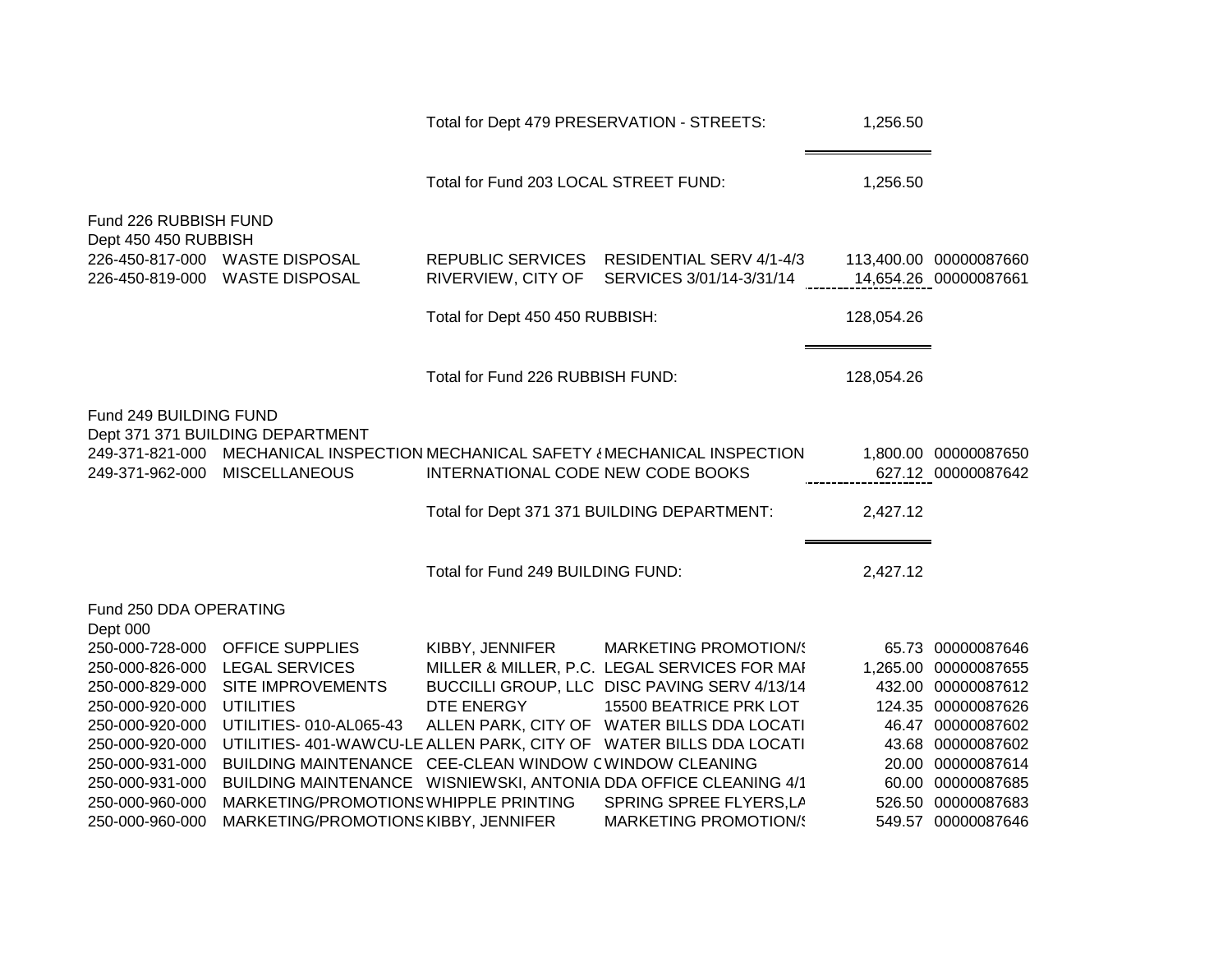| Account | Description | Vendor | Invoice Description | Amount | Check # |
|---|---|---|---|---|---|
| | | Total for Dept 479 PRESERVATION - STREETS: | | 1,256.50 | |
| | | Total for Fund 203 LOCAL STREET FUND: | | 1,256.50 | |
| **Fund 226 RUBBISH FUND** | | | | | |
| **Dept 450 450 RUBBISH** | | | | | |
| 226-450-817-000 | WASTE DISPOSAL | REPUBLIC SERVICES | RESIDENTIAL SERV 4/1-4/3 | 113,400.00 | 00000087660 |
| 226-450-819-000 | WASTE DISPOSAL | RIVERVIEW, CITY OF | SERVICES 3/01/14-3/31/14 | 14,654.26 | 00000087661 |
| | | Total for Dept 450 450 RUBBISH: | | 128,054.26 | |
| | | Total for Fund 226 RUBBISH FUND: | | 128,054.26 | |
| **Fund 249 BUILDING FUND** | | | | | |
| **Dept 371 371 BUILDING DEPARTMENT** | | | | | |
| 249-371-821-000 | MECHANICAL INSPECTION | MECHANICAL SAFETY & | MECHANICAL INSPECTION | 1,800.00 | 00000087650 |
| 249-371-962-000 | MISCELLANEOUS | INTERNATIONAL CODE | NEW CODE BOOKS | 627.12 | 00000087642 |
| | | Total for Dept 371 371 BUILDING DEPARTMENT: | | 2,427.12 | |
| | | Total for Fund 249 BUILDING FUND: | | 2,427.12 | |
| **Fund 250 DDA OPERATING** | | | | | |
| **Dept 000** | | | | | |
| 250-000-728-000 | OFFICE SUPPLIES | KIBBY, JENNIFER | MARKETING PROMOTION/S | 65.73 | 00000087646 |
| 250-000-826-000 | LEGAL SERVICES | MILLER & MILLER, P.C. | LEGAL SERVICES FOR MAI | 1,265.00 | 00000087655 |
| 250-000-829-000 | SITE IMPROVEMENTS | BUCCILLI GROUP, LLC | DISC PAVING SERV 4/13/14 | 432.00 | 00000087612 |
| 250-000-920-000 | UTILITIES | DTE ENERGY | 15500 BEATRICE PRK LOT | 124.35 | 00000087626 |
| 250-000-920-000 | UTILITIES- 010-AL065-43 | ALLEN PARK, CITY OF | WATER BILLS DDA LOCATI | 46.47 | 00000087602 |
| 250-000-920-000 | UTILITIES- 401-WAWCU-LE | ALLEN PARK, CITY OF | WATER BILLS DDA LOCATI | 43.68 | 00000087602 |
| 250-000-931-000 | BUILDING MAINTENANCE | CEE-CLEAN WINDOW C | WINDOW CLEANING | 20.00 | 00000087614 |
| 250-000-931-000 | BUILDING MAINTENANCE | WISNIEWSKI, ANTONIA | DDA OFFICE CLEANING 4/1 | 60.00 | 00000087685 |
| 250-000-960-000 | MARKETING/PROMOTIONS | WHIPPLE PRINTING | SPRING SPREE FLYERS,LA | 526.50 | 00000087683 |
| 250-000-960-000 | MARKETING/PROMOTIONS | KIBBY, JENNIFER | MARKETING PROMOTION/S | 549.57 | 00000087646 |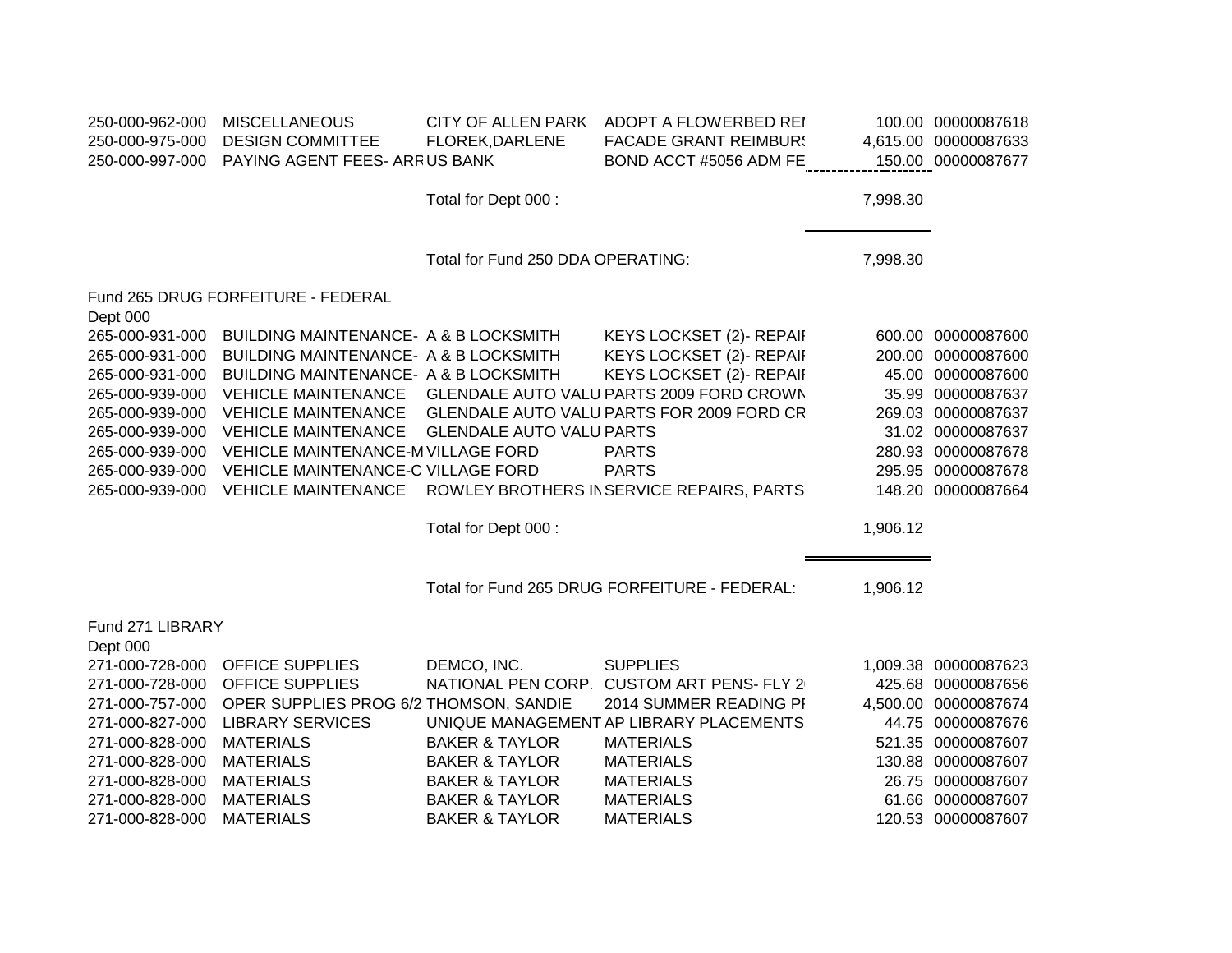| | | | | | |
|---|---|---|---|---|---|
| 250-000-962-000 | MISCELLANEOUS | CITY OF ALLEN PARK | ADOPT A FLOWERBED REI | 100.00 | 00000087618 |
| 250-000-975-000 | DESIGN COMMITTEE | FLOREK,DARLENE | FACADE GRANT REIMBURS | 4,615.00 | 00000087633 |
| 250-000-997-000 | PAYING AGENT FEES- ARR | US BANK | BOND ACCT #5056 ADM FE | 150.00 | 00000087677 |
| | | Total for Dept 000 : | | 7,998.30 | |
| | | Total for Fund 250 DDA OPERATING: | | 7,998.30 | |

Fund 265 DRUG FORFEITURE - FEDERAL

Dept 000

| | | | | | |
|---|---|---|---|---|---|
| 265-000-931-000 | BUILDING MAINTENANCE- | A & B LOCKSMITH | KEYS LOCKSET (2)- REPAIR | 600.00 | 00000087600 |
| 265-000-931-000 | BUILDING MAINTENANCE- | A & B LOCKSMITH | KEYS LOCKSET (2)- REPAIR | 200.00 | 00000087600 |
| 265-000-931-000 | BUILDING MAINTENANCE- | A & B LOCKSMITH | KEYS LOCKSET (2)- REPAIR | 45.00 | 00000087600 |
| 265-000-939-000 | VEHICLE MAINTENANCE | GLENDALE AUTO VALU | PARTS 2009 FORD CROWN | 35.99 | 00000087637 |
| 265-000-939-000 | VEHICLE MAINTENANCE | GLENDALE AUTO VALU | PARTS FOR 2009 FORD CR | 269.03 | 00000087637 |
| 265-000-939-000 | VEHICLE MAINTENANCE | GLENDALE AUTO VALU | PARTS | 31.02 | 00000087637 |
| 265-000-939-000 | VEHICLE MAINTENANCE-M | VILLAGE FORD | PARTS | 280.93 | 00000087678 |
| 265-000-939-000 | VEHICLE MAINTENANCE-C | VILLAGE FORD | PARTS | 295.95 | 00000087678 |
| 265-000-939-000 | VEHICLE MAINTENANCE | ROWLEY BROTHERS IN | SERVICE REPAIRS, PARTS | 148.20 | 00000087664 |
| | | Total for Dept 000 : | | 1,906.12 | |
| | | Total for Fund 265 DRUG FORFEITURE - FEDERAL: | | 1,906.12 | |

Fund 271 LIBRARY

Dept 000

| | | | | | |
|---|---|---|---|---|---|
| 271-000-728-000 | OFFICE SUPPLIES | DEMCO, INC. | SUPPLIES | 1,009.38 | 00000087623 |
| 271-000-728-000 | OFFICE SUPPLIES | NATIONAL PEN CORP. | CUSTOM ART PENS- FLY 2 | 425.68 | 00000087656 |
| 271-000-757-000 | OPER SUPPLIES PROG 6/2 | THOMSON, SANDIE | 2014 SUMMER READING PI | 4,500.00 | 00000087674 |
| 271-000-827-000 | LIBRARY SERVICES | UNIQUE MANAGEMENT | AP LIBRARY PLACEMENTS | 44.75 | 00000087676 |
| 271-000-828-000 | MATERIALS | BAKER & TAYLOR | MATERIALS | 521.35 | 00000087607 |
| 271-000-828-000 | MATERIALS | BAKER & TAYLOR | MATERIALS | 130.88 | 00000087607 |
| 271-000-828-000 | MATERIALS | BAKER & TAYLOR | MATERIALS | 26.75 | 00000087607 |
| 271-000-828-000 | MATERIALS | BAKER & TAYLOR | MATERIALS | 61.66 | 00000087607 |
| 271-000-828-000 | MATERIALS | BAKER & TAYLOR | MATERIALS | 120.53 | 00000087607 |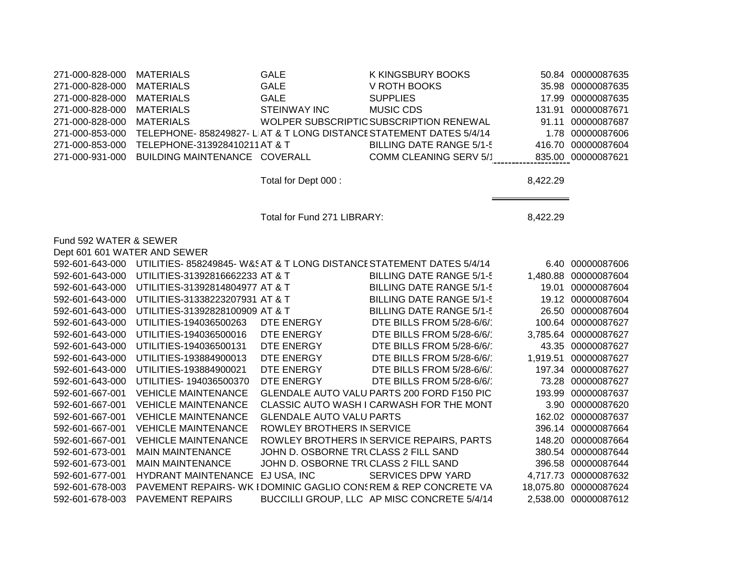| | | | | | |
|---|---|---|---|---|---|
| 271-000-828-000 | MATERIALS | GALE | K KINGSBURY BOOKS | 50.84 | 00000087635 |
| 271-000-828-000 | MATERIALS | GALE | V ROTH BOOKS | 35.98 | 00000087635 |
| 271-000-828-000 | MATERIALS | GALE | SUPPLIES | 17.99 | 00000087635 |
| 271-000-828-000 | MATERIALS | STEINWAY INC | MUSIC CDS | 131.91 | 00000087671 |
| 271-000-828-000 | MATERIALS | WOLPER SUBSCRIPTIC | SUBSCRIPTION RENEWAL | 91.11 | 00000087687 |
| 271-000-853-000 | TELEPHONE- 858249827- L | AT & T LONG DISTANCE | STATEMENT DATES 5/4/14 | 1.78 | 00000087606 |
| 271-000-853-000 | TELEPHONE-313928410211 | AT & T | BILLING DATE RANGE 5/1-5 | 416.70 | 00000087604 |
| 271-000-931-000 | BUILDING MAINTENANCE | COVERALL | COMM CLEANING SERV 5/1 | 835.00 | 00000087621 |
| | | Total for Dept 000 : | | 8,422.29 | |
| | | Total for Fund 271 LIBRARY: | | 8,422.29 | |

Fund 592 WATER & SEWER

Dept 601 601 WATER AND SEWER

| | | | | | |
|---|---|---|---|---|---|
| 592-601-643-000 | UTILITIES- 858249845- W&S | AT & T LONG DISTANCE | STATEMENT DATES 5/4/14 | 6.40 | 00000087606 |
| 592-601-643-000 | UTILITIES-31392816662233 | AT & T | BILLING DATE RANGE 5/1-5 | 1,480.88 | 00000087604 |
| 592-601-643-000 | UTILITIES-31392814804977 | AT & T | BILLING DATE RANGE 5/1-5 | 19.01 | 00000087604 |
| 592-601-643-000 | UTILITIES-31338223207931 | AT & T | BILLING DATE RANGE 5/1-5 | 19.12 | 00000087604 |
| 592-601-643-000 | UTILITIES-31392828100909 | AT & T | BILLING DATE RANGE 5/1-5 | 26.50 | 00000087604 |
| 592-601-643-000 | UTILITIES-194036500263 | DTE ENERGY | DTE BILLS FROM 5/28-6/6/1 | 100.64 | 00000087627 |
| 592-601-643-000 | UTILITIES-194036500016 | DTE ENERGY | DTE BILLS FROM 5/28-6/6/1 | 3,785.64 | 00000087627 |
| 592-601-643-000 | UTILITIES-194036500131 | DTE ENERGY | DTE BILLS FROM 5/28-6/6/1 | 43.35 | 00000087627 |
| 592-601-643-000 | UTILITIES-193884900013 | DTE ENERGY | DTE BILLS FROM 5/28-6/6/1 | 1,919.51 | 00000087627 |
| 592-601-643-000 | UTILITIES-193884900021 | DTE ENERGY | DTE BILLS FROM 5/28-6/6/1 | 197.34 | 00000087627 |
| 592-601-643-000 | UTILITIES- 194036500370 | DTE ENERGY | DTE BILLS FROM 5/28-6/6/1 | 73.28 | 00000087627 |
| 592-601-667-001 | VEHICLE MAINTENANCE | GLENDALE AUTO VALU | PARTS 200 FORD F150 PIC | 193.99 | 00000087637 |
| 592-601-667-001 | VEHICLE MAINTENANCE | CLASSIC AUTO WASH I | CARWASH FOR THE MONT | 3.90 | 00000087620 |
| 592-601-667-001 | VEHICLE MAINTENANCE | GLENDALE AUTO VALU | PARTS | 162.02 | 00000087637 |
| 592-601-667-001 | VEHICLE MAINTENANCE | ROWLEY BROTHERS IN | SERVICE | 396.14 | 00000087664 |
| 592-601-667-001 | VEHICLE MAINTENANCE | ROWLEY BROTHERS IN | SERVICE REPAIRS, PARTS | 148.20 | 00000087664 |
| 592-601-673-001 | MAIN MAINTENANCE | JOHN D. OSBORNE TRU | CLASS 2 FILL SAND | 380.54 | 00000087644 |
| 592-601-673-001 | MAIN MAINTENANCE | JOHN D. OSBORNE TRU | CLASS 2 FILL SAND | 396.58 | 00000087644 |
| 592-601-677-001 | HYDRANT MAINTENANCE | EJ USA, INC | SERVICES DPW YARD | 4,717.73 | 00000087632 |
| 592-601-678-003 | PAVEMENT REPAIRS- WK I | DOMINIC GAGLIO CONS | REM & REP CONCRETE VA | 18,075.80 | 00000087624 |
| 592-601-678-003 | PAVEMENT REPAIRS | BUCCILLI GROUP, LLC | AP MISC CONCRETE 5/4/14 | 2,538.00 | 00000087612 |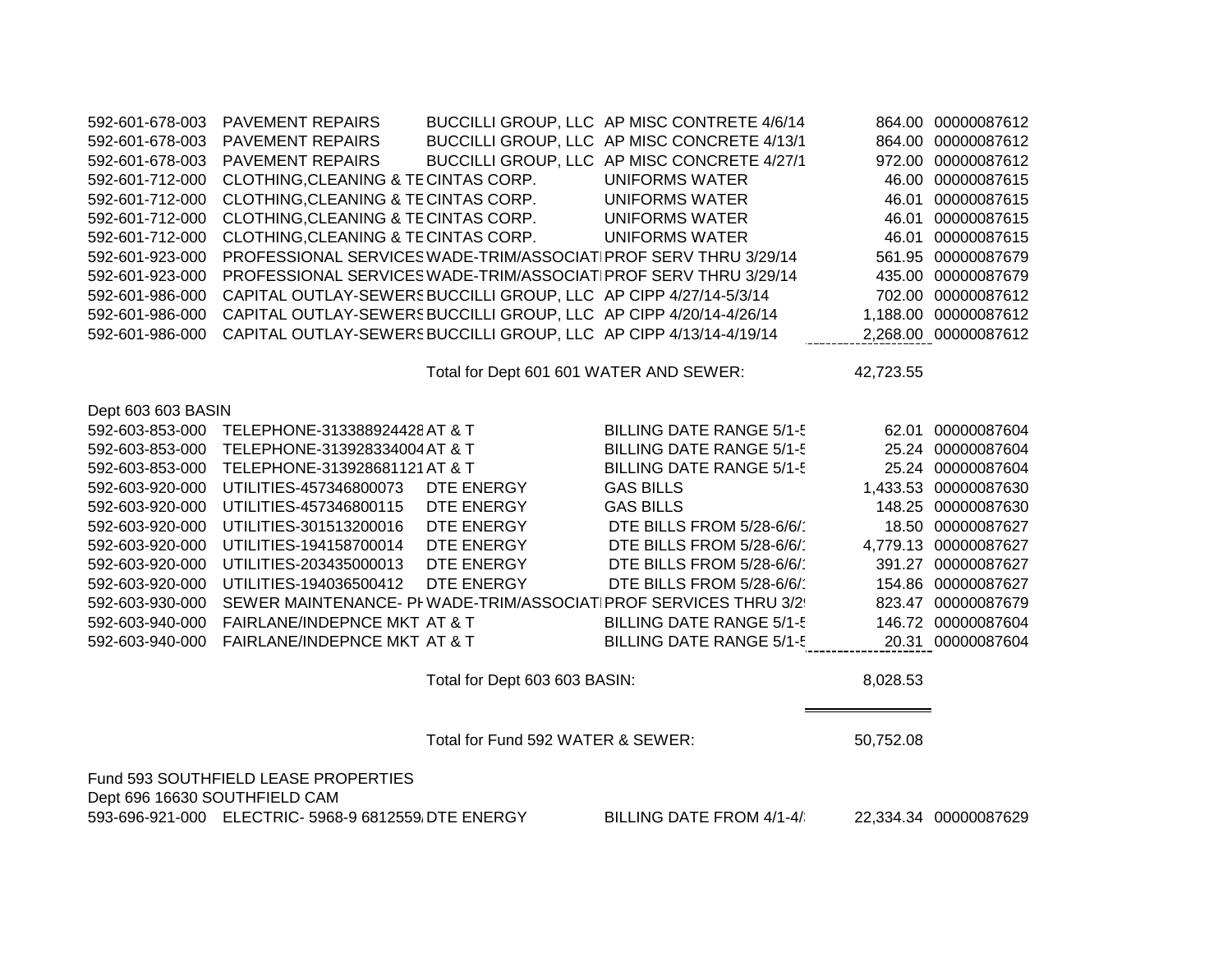| | | | | | |
|---|---|---|---|---|---|
| 592-601-678-003 | PAVEMENT REPAIRS | BUCCILLI GROUP, LLC | AP MISC CONTRETE 4/6/14 | 864.00 | 00000087612 |
| 592-601-678-003 | PAVEMENT REPAIRS | BUCCILLI GROUP, LLC | AP MISC CONCRETE 4/13/1 | 864.00 | 00000087612 |
| 592-601-678-003 | PAVEMENT REPAIRS | BUCCILLI GROUP, LLC | AP MISC CONCRETE 4/27/1 | 972.00 | 00000087612 |
| 592-601-712-000 | CLOTHING,CLEANING & TE | CINTAS CORP. | UNIFORMS WATER | 46.00 | 00000087615 |
| 592-601-712-000 | CLOTHING,CLEANING & TE | CINTAS CORP. | UNIFORMS WATER | 46.01 | 00000087615 |
| 592-601-712-000 | CLOTHING,CLEANING & TE | CINTAS CORP. | UNIFORMS WATER | 46.01 | 00000087615 |
| 592-601-712-000 | CLOTHING,CLEANING & TE | CINTAS CORP. | UNIFORMS WATER | 46.01 | 00000087615 |
| 592-601-923-000 | PROFESSIONAL SERVICES | WADE-TRIM/ASSOCIATI | PROF SERV THRU 3/29/14 | 561.95 | 00000087679 |
| 592-601-923-000 | PROFESSIONAL SERVICES | WADE-TRIM/ASSOCIATI | PROF SERV THRU 3/29/14 | 435.00 | 00000087679 |
| 592-601-986-000 | CAPITAL OUTLAY-SEWERS | BUCCILLI GROUP, LLC | AP CIPP 4/27/14-5/3/14 | 702.00 | 00000087612 |
| 592-601-986-000 | CAPITAL OUTLAY-SEWERS | BUCCILLI GROUP, LLC | AP CIPP 4/20/14-4/26/14 | 1,188.00 | 00000087612 |
| 592-601-986-000 | CAPITAL OUTLAY-SEWERS | BUCCILLI GROUP, LLC | AP CIPP 4/13/14-4/19/14 | 2,268.00 | 00000087612 |
| | | Total for Dept 601 601 WATER AND SEWER: | | 42,723.55 | |
| Dept 603 603 BASIN | | | | | |
| 592-603-853-000 | TELEPHONE-313388924428 | AT & T | BILLING DATE RANGE 5/1-5 | 62.01 | 00000087604 |
| 592-603-853-000 | TELEPHONE-313928334004 | AT & T | BILLING DATE RANGE 5/1-5 | 25.24 | 00000087604 |
| 592-603-853-000 | TELEPHONE-313928681121 | AT & T | BILLING DATE RANGE 5/1-5 | 25.24 | 00000087604 |
| 592-603-920-000 | UTILITIES-457346800073 | DTE ENERGY | GAS BILLS | 1,433.53 | 00000087630 |
| 592-603-920-000 | UTILITIES-457346800115 | DTE ENERGY | GAS BILLS | 148.25 | 00000087630 |
| 592-603-920-000 | UTILITIES-301513200016 | DTE ENERGY | DTE BILLS FROM 5/28-6/6/1 | 18.50 | 00000087627 |
| 592-603-920-000 | UTILITIES-194158700014 | DTE ENERGY | DTE BILLS FROM 5/28-6/6/1 | 4,779.13 | 00000087627 |
| 592-603-920-000 | UTILITIES-203435000013 | DTE ENERGY | DTE BILLS FROM 5/28-6/6/1 | 391.27 | 00000087627 |
| 592-603-920-000 | UTILITIES-194036500412 | DTE ENERGY | DTE BILLS FROM 5/28-6/6/1 | 154.86 | 00000087627 |
| 592-603-930-000 | SEWER MAINTENANCE- PI | WADE-TRIM/ASSOCIATI | PROF SERVICES THRU 3/29 | 823.47 | 00000087679 |
| 592-603-940-000 | FAIRLANE/INDEPNCE MKT | AT & T | BILLING DATE RANGE 5/1-5 | 146.72 | 00000087604 |
| 592-603-940-000 | FAIRLANE/INDEPNCE MKT | AT & T | BILLING DATE RANGE 5/1-5 | 20.31 | 00000087604 |
| | | Total for Dept 603 603 BASIN: | | 8,028.53 | |
| | | Total for Fund 592 WATER & SEWER: | | 50,752.08 | |
| Fund 593 SOUTHFIELD LEASE PROPERTIES | | | | | |
| Dept 696 16630 SOUTHFIELD CAM | | | | | |
| 593-696-921-000 | ELECTRIC- 5968-9 6812559 | DTE ENERGY | BILLING DATE FROM 4/1-4/ | 22,334.34 | 00000087629 |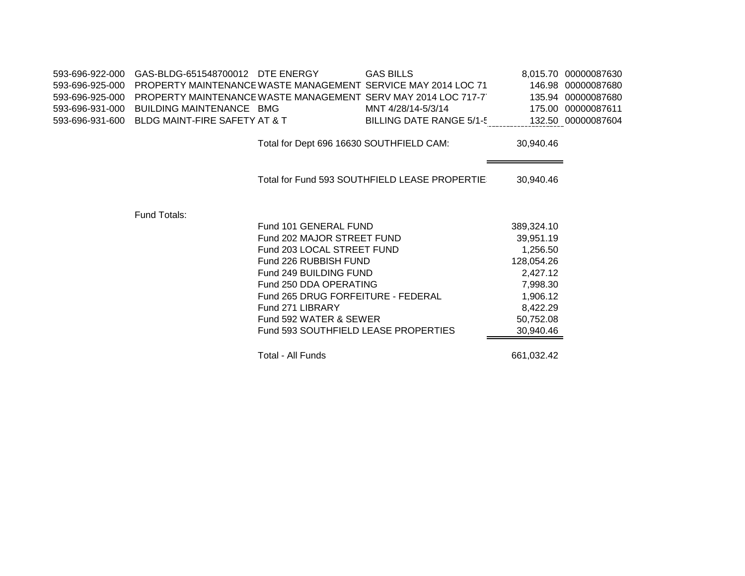| | | | | | |
|---|---|---|---|---|---|
| 593-696-922-000 | GAS-BLDG-651548700012 | DTE ENERGY | GAS BILLS | 8,015.70 | 00000087630 |
| 593-696-925-000 | PROPERTY MAINTENANCE | WASTE MANAGEMENT | SERVICE MAY 2014 LOC 71 | 146.98 | 00000087680 |
| 593-696-925-000 | PROPERTY MAINTENANCE | WASTE MANAGEMENT | SERV MAY 2014 LOC 717-7 | 135.94 | 00000087680 |
| 593-696-931-000 | BUILDING MAINTENANCE | BMG | MNT 4/28/14-5/3/14 | 175.00 | 00000087611 |
| 593-696-931-600 | BLDG MAINT-FIRE SAFETY | AT & T | BILLING DATE RANGE 5/1-5 | 132.50 | 00000087604 |

Total for Dept 696 16630 SOUTHFIELD CAM: 30,940.46

Total for Fund 593 SOUTHFIELD LEASE PROPERTIE 30,940.46

Fund Totals:

| | |
|---|---|
| Fund 101 GENERAL FUND | 389,324.10 |
| Fund 202 MAJOR STREET FUND | 39,951.19 |
| Fund 203 LOCAL STREET FUND | 1,256.50 |
| Fund 226 RUBBISH FUND | 128,054.26 |
| Fund 249 BUILDING FUND | 2,427.12 |
| Fund 250 DDA OPERATING | 7,998.30 |
| Fund 265 DRUG FORFEITURE - FEDERAL | 1,906.12 |
| Fund 271 LIBRARY | 8,422.29 |
| Fund 592 WATER & SEWER | 50,752.08 |
| Fund 593 SOUTHFIELD LEASE PROPERTIES | 30,940.46 |
| Total - All Funds | 661,032.42 |